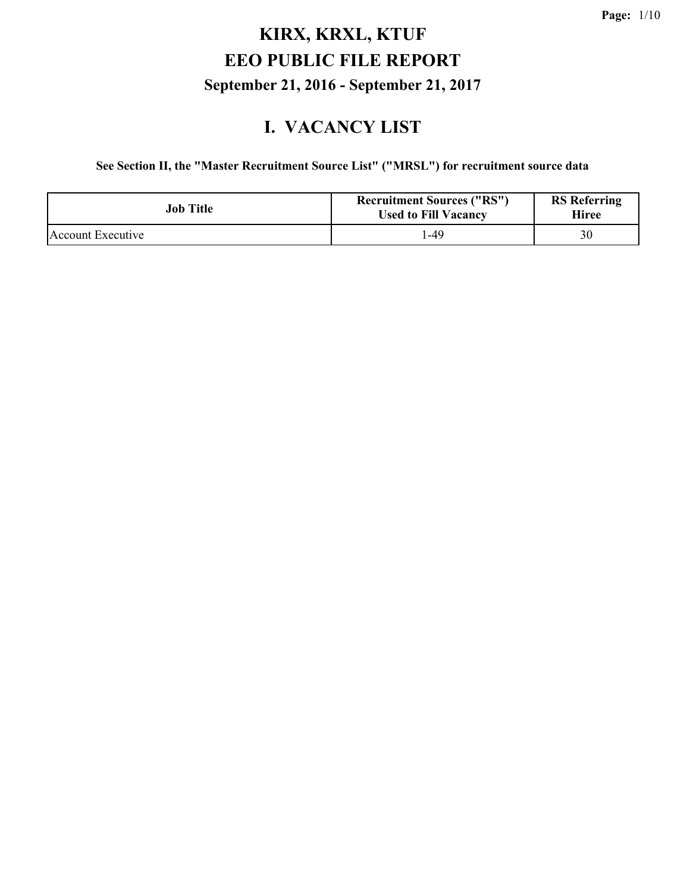# KIRX, KRXL, KTUF

# EEO PUBLIC FILE REPORT

### September 21, 2016 - September 21, 2017

## I. VACANCY LIST

**See Section II, the "Master Recruitment Source List" ("MRSL") for recruitment source data**

| Job Title | Recruitment Sources ("RS") Used to Fill Vacancy | RS Referring Hiree |
|---|---|---|
| Account Executive | 1-49 | 30 |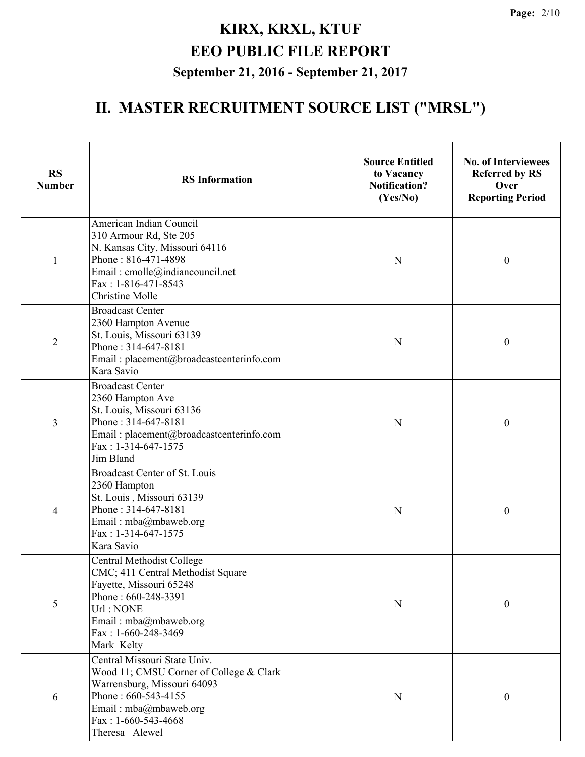# KIRX, KRXL, KTUF

# EEO PUBLIC FILE REPORT

### September 21, 2016 - September 21, 2017

## II. MASTER RECRUITMENT SOURCE LIST ("MRSL")

| RS Number | RS Information | Source Entitled to Vacancy Notification? (Yes/No) | No. of Interviewees Referred by RS Over Reporting Period |
|---|---|---|---|
| 1 | American Indian Council<br>310 Armour Rd, Ste 205<br>N. Kansas City, Missouri 64116<br>Phone : 816-471-4898<br>Email : cmolle@indiancouncil.net<br>Fax : 1-816-471-8543<br>Christine Molle | N | 0 |
| 2 | Broadcast Center<br>2360 Hampton Avenue<br>St. Louis, Missouri 63139<br>Phone : 314-647-8181<br>Email : placement@broadcastcenterinfo.com<br>Kara Savio | N | 0 |
| 3 | Broadcast Center<br>2360 Hampton Ave<br>St. Louis, Missouri 63136<br>Phone : 314-647-8181<br>Email : placement@broadcastcenterinfo.com<br>Fax : 1-314-647-1575<br>Jim Bland | N | 0 |
| 4 | Broadcast Center of St. Louis<br>2360 Hampton<br>St. Louis , Missouri 63139<br>Phone : 314-647-8181<br>Email : mba@mbaweb.org<br>Fax : 1-314-647-1575<br>Kara Savio | N | 0 |
| 5 | Central Methodist College<br>CMC; 411 Central Methodist Square<br>Fayette, Missouri 65248<br>Phone : 660-248-3391<br>Url : NONE<br>Email : mba@mbaweb.org<br>Fax : 1-660-248-3469<br>Mark Kelty | N | 0 |
| 6 | Central Missouri State Univ.<br>Wood 11; CMSU Corner of College & Clark<br>Warrensburg, Missouri 64093<br>Phone : 660-543-4155<br>Email : mba@mbaweb.org<br>Fax : 1-660-543-4668<br>Theresa Alewel | N | 0 |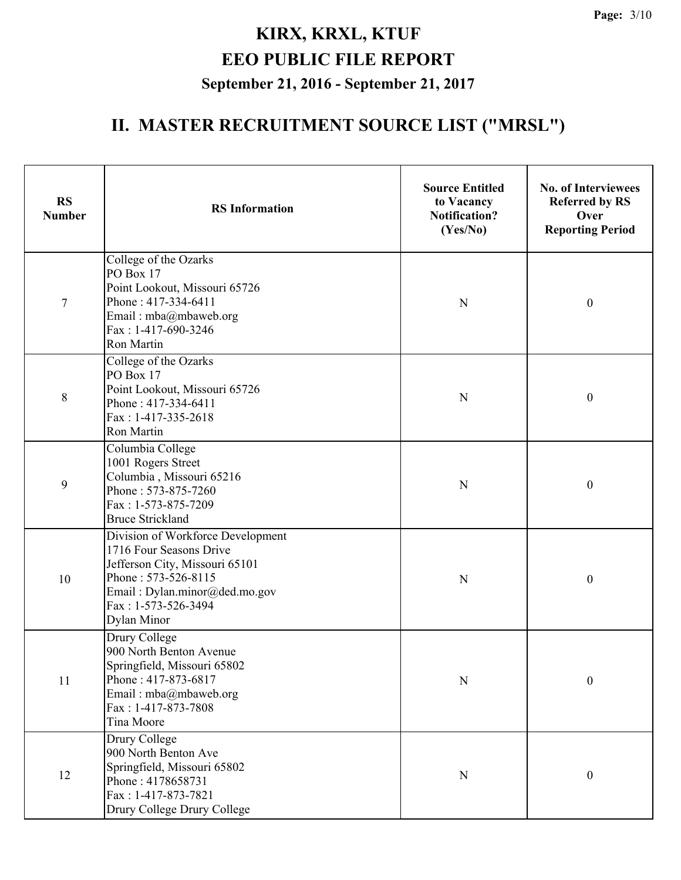# KIRX, KRXL, KTUF
# EEO PUBLIC FILE REPORT
### September 21, 2016 - September 21, 2017

## II. MASTER RECRUITMENT SOURCE LIST ("MRSL")

| RS Number | RS Information | Source Entitled to Vacancy Notification? (Yes/No) | No. of Interviewees Referred by RS Over Reporting Period |
|---|---|---|---|
| 7 | College of the Ozarks<br>PO Box 17<br>Point Lookout, Missouri 65726<br>Phone : 417-334-6411<br>Email : mba@mbaweb.org<br>Fax : 1-417-690-3246<br>Ron Martin | N | 0 |
| 8 | College of the Ozarks<br>PO Box 17<br>Point Lookout, Missouri 65726<br>Phone : 417-334-6411<br>Fax : 1-417-335-2618<br>Ron Martin | N | 0 |
| 9 | Columbia College<br>1001 Rogers Street<br>Columbia , Missouri 65216<br>Phone : 573-875-7260<br>Fax : 1-573-875-7209<br>Bruce Strickland | N | 0 |
| 10 | Division of Workforce Development<br>1716 Four Seasons Drive<br>Jefferson City, Missouri 65101<br>Phone : 573-526-8115<br>Email : Dylan.minor@ded.mo.gov<br>Fax : 1-573-526-3494<br>Dylan Minor | N | 0 |
| 11 | Drury College<br>900 North Benton Avenue<br>Springfield, Missouri 65802<br>Phone : 417-873-6817<br>Email : mba@mbaweb.org<br>Fax : 1-417-873-7808<br>Tina Moore | N | 0 |
| 12 | Drury College<br>900 North Benton Ave<br>Springfield, Missouri 65802<br>Phone : 4178658731<br>Fax : 1-417-873-7821<br>Drury College Drury College | N | 0 |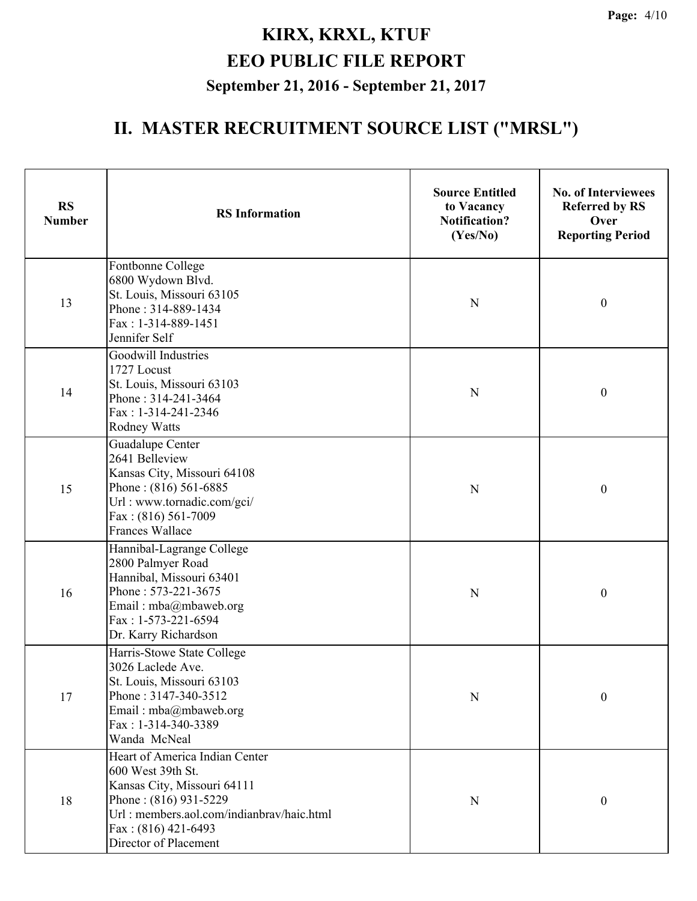# KIRX, KRXL, KTUF

## EEO PUBLIC FILE REPORT

### September 21, 2016 - September 21, 2017

## II. MASTER RECRUITMENT SOURCE LIST ("MRSL")

| RS Number | RS Information | Source Entitled to Vacancy Notification? (Yes/No) | No. of Interviewees Referred by RS Over Reporting Period |
|---|---|---|---|
| 13 | Fontbonne College<br>6800 Wydown Blvd.<br>St. Louis, Missouri 63105<br>Phone : 314-889-1434<br>Fax : 1-314-889-1451<br>Jennifer Self | N | 0 |
| 14 | Goodwill Industries<br>1727 Locust<br>St. Louis, Missouri 63103<br>Phone : 314-241-3464<br>Fax : 1-314-241-2346<br>Rodney Watts | N | 0 |
| 15 | Guadalupe Center<br>2641 Belleview<br>Kansas City, Missouri 64108<br>Phone : (816) 561-6885<br>Url : www.tornadic.com/gci/<br>Fax : (816) 561-7009<br>Frances Wallace | N | 0 |
| 16 | Hannibal-Lagrange College<br>2800 Palmyer Road<br>Hannibal, Missouri 63401<br>Phone : 573-221-3675<br>Email : mba@mbaweb.org<br>Fax : 1-573-221-6594<br>Dr. Karry Richardson | N | 0 |
| 17 | Harris-Stowe State College<br>3026 Laclede Ave.<br>St. Louis, Missouri 63103<br>Phone : 3147-340-3512<br>Email : mba@mbaweb.org<br>Fax : 1-314-340-3389<br>Wanda McNeal | N | 0 |
| 18 | Heart of America Indian Center<br>600 West 39th St.<br>Kansas City, Missouri 64111<br>Phone : (816) 931-5229<br>Url : members.aol.com/indianbrav/haic.html<br>Fax : (816) 421-6493<br>Director of Placement | N | 0 |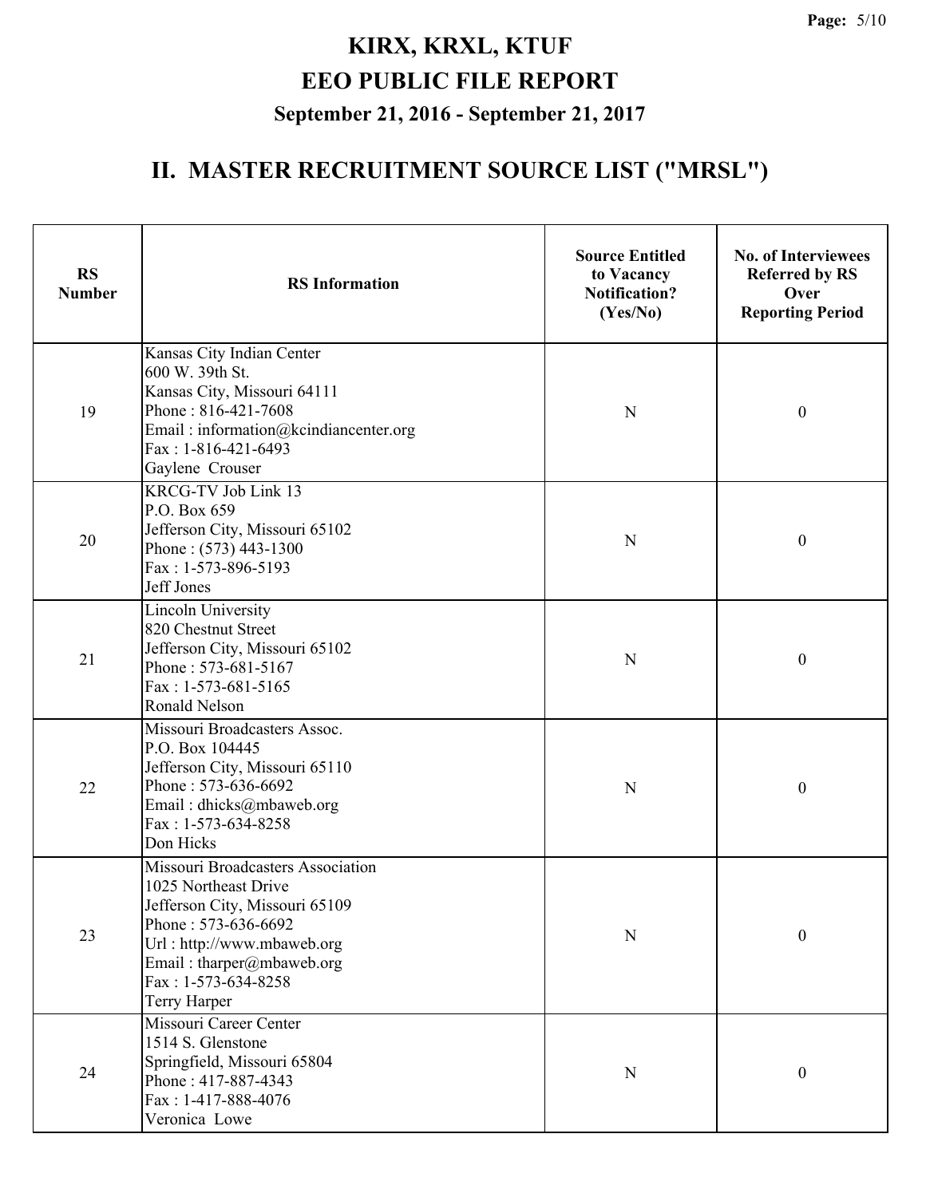# KIRX, KRXL, KTUF
# EEO PUBLIC FILE REPORT
### September 21, 2016 - September 21, 2017

## II. MASTER RECRUITMENT SOURCE LIST ("MRSL")

| RS Number | RS Information | Source Entitled to Vacancy Notification? (Yes/No) | No. of Interviewees Referred by RS Over Reporting Period |
|---|---|---|---|
| 19 | Kansas City Indian Center<br>600 W. 39th St.<br>Kansas City, Missouri 64111<br>Phone : 816-421-7608<br>Email : information@kcindiancenter.org<br>Fax : 1-816-421-6493<br>Gaylene Crouser | N | 0 |
| 20 | KRCG-TV Job Link 13<br>P.O. Box 659<br>Jefferson City, Missouri 65102<br>Phone : (573) 443-1300<br>Fax : 1-573-896-5193<br>Jeff Jones | N | 0 |
| 21 | Lincoln University<br>820 Chestnut Street<br>Jefferson City, Missouri 65102<br>Phone : 573-681-5167<br>Fax : 1-573-681-5165<br>Ronald Nelson | N | 0 |
| 22 | Missouri Broadcasters Assoc.<br>P.O. Box 104445<br>Jefferson City, Missouri 65110<br>Phone : 573-636-6692<br>Email : dhicks@mbaweb.org<br>Fax : 1-573-634-8258<br>Don Hicks | N | 0 |
| 23 | Missouri Broadcasters Association<br>1025 Northeast Drive<br>Jefferson City, Missouri 65109<br>Phone : 573-636-6692<br>Url : http://www.mbaweb.org<br>Email : tharper@mbaweb.org<br>Fax : 1-573-634-8258<br>Terry Harper | N | 0 |
| 24 | Missouri Career Center<br>1514 S. Glenstone<br>Springfield, Missouri 65804<br>Phone : 417-887-4343<br>Fax : 1-417-888-4076<br>Veronica Lowe | N | 0 |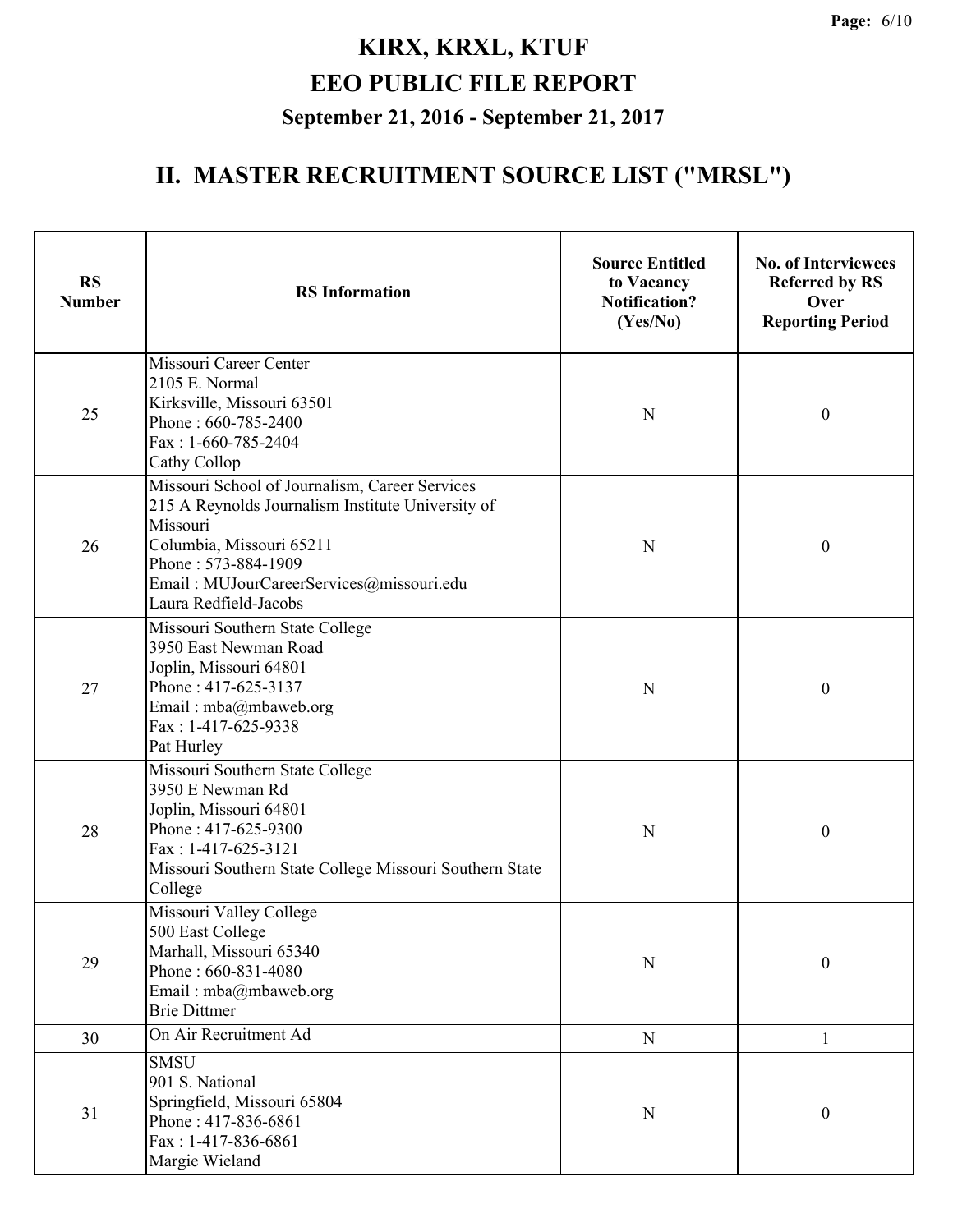# KIRX, KRXL, KTUF

# EEO PUBLIC FILE REPORT

## September 21, 2016 - September 21, 2017

## II. MASTER RECRUITMENT SOURCE LIST ("MRSL")

| RS Number | RS Information | Source Entitled to Vacancy Notification? (Yes/No) | No. of Interviewees Referred by RS Over Reporting Period |
|---|---|---|---|
| 25 | Missouri Career Center<br>2105 E. Normal<br>Kirksville, Missouri 63501<br>Phone : 660-785-2400<br>Fax : 1-660-785-2404<br>Cathy Collop | N | 0 |
| 26 | Missouri School of Journalism, Career Services<br>215 A Reynolds Journalism Institute University of Missouri<br>Columbia, Missouri 65211<br>Phone : 573-884-1909<br>Email : MUJourCareerServices@missouri.edu<br>Laura Redfield-Jacobs | N | 0 |
| 27 | Missouri Southern State College<br>3950 East Newman Road<br>Joplin, Missouri 64801<br>Phone : 417-625-3137<br>Email : mba@mbaweb.org<br>Fax : 1-417-625-9338<br>Pat Hurley | N | 0 |
| 28 | Missouri Southern State College<br>3950 E Newman Rd<br>Joplin, Missouri 64801<br>Phone : 417-625-9300<br>Fax : 1-417-625-3121<br>Missouri Southern State College Missouri Southern State College | N | 0 |
| 29 | Missouri Valley College<br>500 East College<br>Marhall, Missouri 65340<br>Phone : 660-831-4080<br>Email : mba@mbaweb.org<br>Brie Dittmer | N | 0 |
| 30 | On Air Recruitment Ad | N | 1 |
| 31 | SMSU<br>901 S. National<br>Springfield, Missouri 65804<br>Phone : 417-836-6861<br>Fax : 1-417-836-6861<br>Margie Wieland | N | 0 |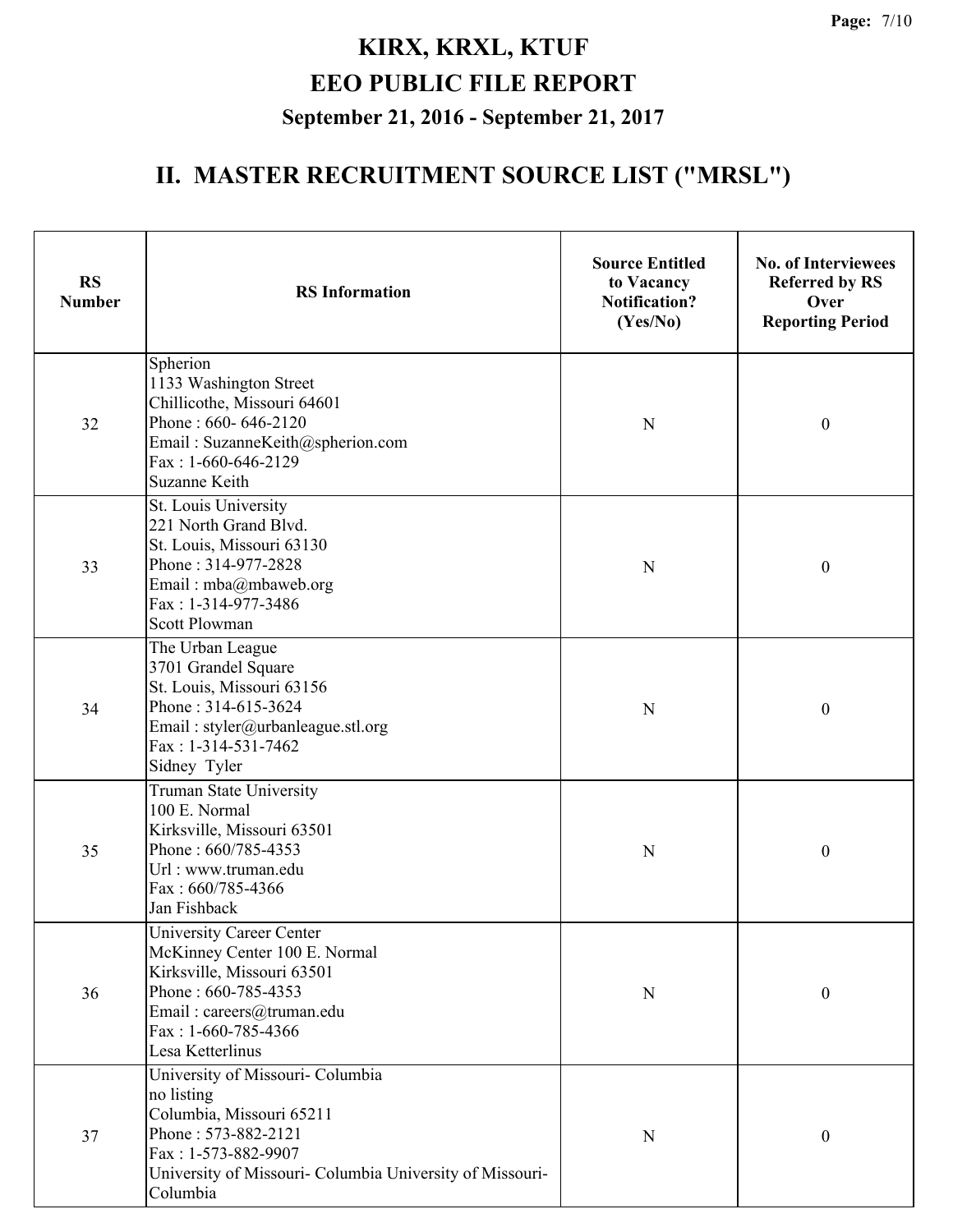# KIRX, KRXL, KTUF

# EEO PUBLIC FILE REPORT

### September 21, 2016 - September 21, 2017

## II. MASTER RECRUITMENT SOURCE LIST ("MRSL")

| RS Number | RS Information | Source Entitled to Vacancy Notification? (Yes/No) | No. of Interviewees Referred by RS Over Reporting Period |
|---|---|---|---|
| 32 | Spherion<br>1133 Washington Street<br>Chillicothe, Missouri 64601<br>Phone : 660- 646-2120<br>Email : SuzanneKeith@spherion.com<br>Fax : 1-660-646-2129<br>Suzanne Keith | N | 0 |
| 33 | St. Louis University<br>221 North Grand Blvd.<br>St. Louis, Missouri 63130<br>Phone : 314-977-2828<br>Email : mba@mbaweb.org<br>Fax : 1-314-977-3486<br>Scott Plowman | N | 0 |
| 34 | The Urban League<br>3701 Grandel Square<br>St. Louis, Missouri 63156<br>Phone : 314-615-3624<br>Email : styler@urbanleague.stl.org<br>Fax : 1-314-531-7462<br>Sidney Tyler | N | 0 |
| 35 | Truman State University<br>100 E. Normal<br>Kirksville, Missouri 63501<br>Phone : 660/785-4353<br>Url : www.truman.edu<br>Fax : 660/785-4366<br>Jan Fishback | N | 0 |
| 36 | University Career Center<br>McKinney Center 100 E. Normal<br>Kirksville, Missouri 63501<br>Phone : 660-785-4353<br>Email : careers@truman.edu<br>Fax : 1-660-785-4366<br>Lesa Ketterlinus | N | 0 |
| 37 | University of Missouri- Columbia<br>no listing<br>Columbia, Missouri 65211<br>Phone : 573-882-2121<br>Fax : 1-573-882-9907<br>University of Missouri- Columbia University of Missouri-Columbia | N | 0 |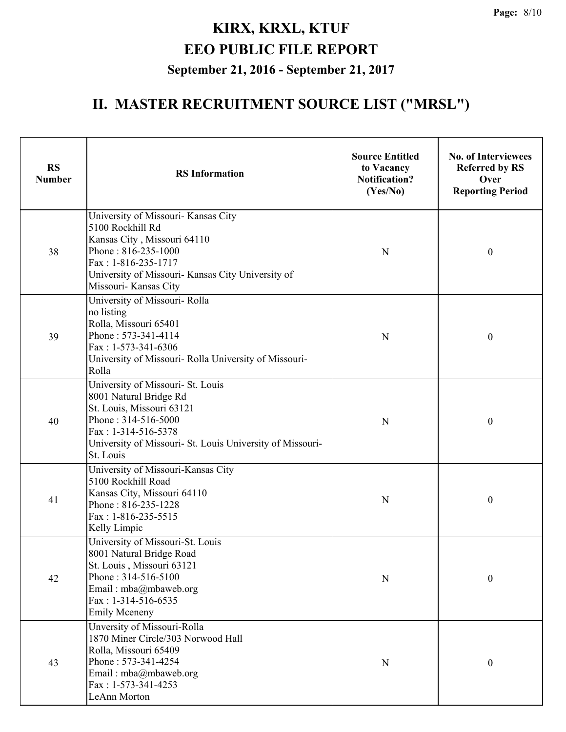# KIRX, KRXL, KTUF
# EEO PUBLIC FILE REPORT
### September 21, 2016 - September 21, 2017

## II. MASTER RECRUITMENT SOURCE LIST ("MRSL")

| RS Number | RS Information | Source Entitled to Vacancy Notification? (Yes/No) | No. of Interviewees Referred by RS Over Reporting Period |
|---|---|---|---|
| 38 | University of Missouri- Kansas City<br>5100 Rockhill Rd<br>Kansas City , Missouri 64110<br>Phone : 816-235-1000<br>Fax : 1-816-235-1717<br>University of Missouri- Kansas City University of Missouri- Kansas City | N | 0 |
| 39 | University of Missouri- Rolla<br>no listing<br>Rolla, Missouri 65401<br>Phone : 573-341-4114<br>Fax : 1-573-341-6306<br>University of Missouri- Rolla University of Missouri- Rolla | N | 0 |
| 40 | University of Missouri- St. Louis<br>8001 Natural Bridge Rd<br>St. Louis, Missouri 63121<br>Phone : 314-516-5000<br>Fax : 1-314-516-5378<br>University of Missouri- St. Louis University of Missouri- St. Louis | N | 0 |
| 41 | University of Missouri-Kansas City<br>5100 Rockhill Road<br>Kansas City, Missouri 64110<br>Phone : 816-235-1228<br>Fax : 1-816-235-5515<br>Kelly Limpic | N | 0 |
| 42 | University of Missouri-St. Louis<br>8001 Natural Bridge Road<br>St. Louis , Missouri 63121<br>Phone : 314-516-5100<br>Email : mba@mbaweb.org<br>Fax : 1-314-516-6535<br>Emily Mceneny | N | 0 |
| 43 | Unversity of Missouri-Rolla<br>1870 Miner Circle/303 Norwood Hall<br>Rolla, Missouri 65409<br>Phone : 573-341-4254<br>Email : mba@mbaweb.org<br>Fax : 1-573-341-4253<br>LeAnn Morton | N | 0 |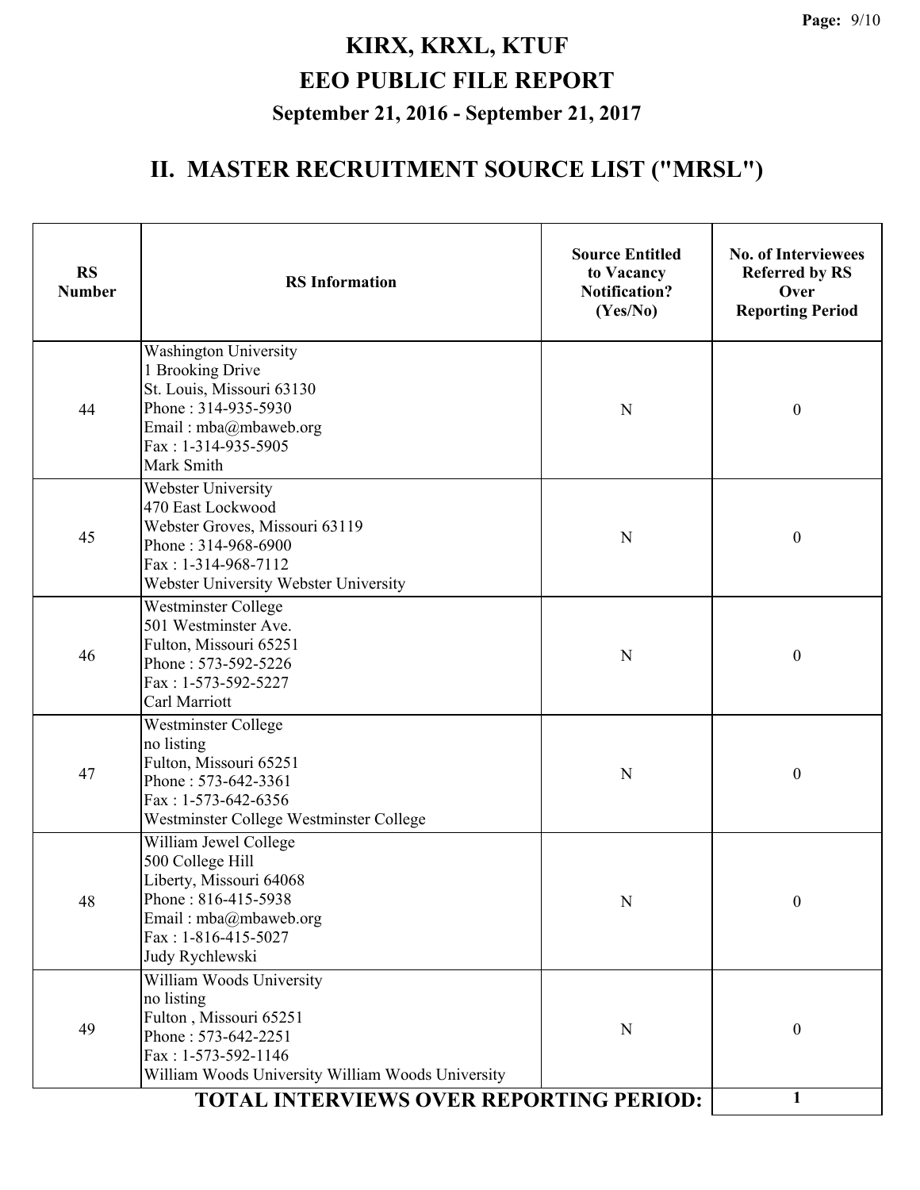# KIRX, KRXL, KTUF

# EEO PUBLIC FILE REPORT

### September 21, 2016 - September 21, 2017

## II. MASTER RECRUITMENT SOURCE LIST ("MRSL")

| RS Number | RS Information | Source Entitled to Vacancy Notification? (Yes/No) | No. of Interviewees Referred by RS Over Reporting Period |
|---|---|---|---|
| 44 | Washington University<br>1 Brooking Drive<br>St. Louis, Missouri 63130<br>Phone : 314-935-5930<br>Email : mba@mbaweb.org<br>Fax : 1-314-935-5905<br>Mark Smith | N | 0 |
| 45 | Webster University<br>470 East Lockwood<br>Webster Groves, Missouri 63119<br>Phone : 314-968-6900<br>Fax : 1-314-968-7112<br>Webster University Webster University | N | 0 |
| 46 | Westminster College<br>501 Westminster Ave.<br>Fulton, Missouri 65251<br>Phone : 573-592-5226<br>Fax : 1-573-592-5227<br>Carl Marriott | N | 0 |
| 47 | Westminster College<br>no listing<br>Fulton, Missouri 65251<br>Phone : 573-642-3361<br>Fax : 1-573-642-6356<br>Westminster College Westminster College | N | 0 |
| 48 | William Jewel College<br>500 College Hill<br>Liberty, Missouri 64068<br>Phone : 816-415-5938<br>Email : mba@mbaweb.org<br>Fax : 1-816-415-5027<br>Judy Rychlewski | N | 0 |
| 49 | William Woods University<br>no listing<br>Fulton , Missouri 65251<br>Phone : 573-642-2251<br>Fax : 1-573-592-1146<br>William Woods University William Woods University | N | 0 |
| | **TOTAL INTERVIEWS OVER REPORTING PERIOD:** | | **1** |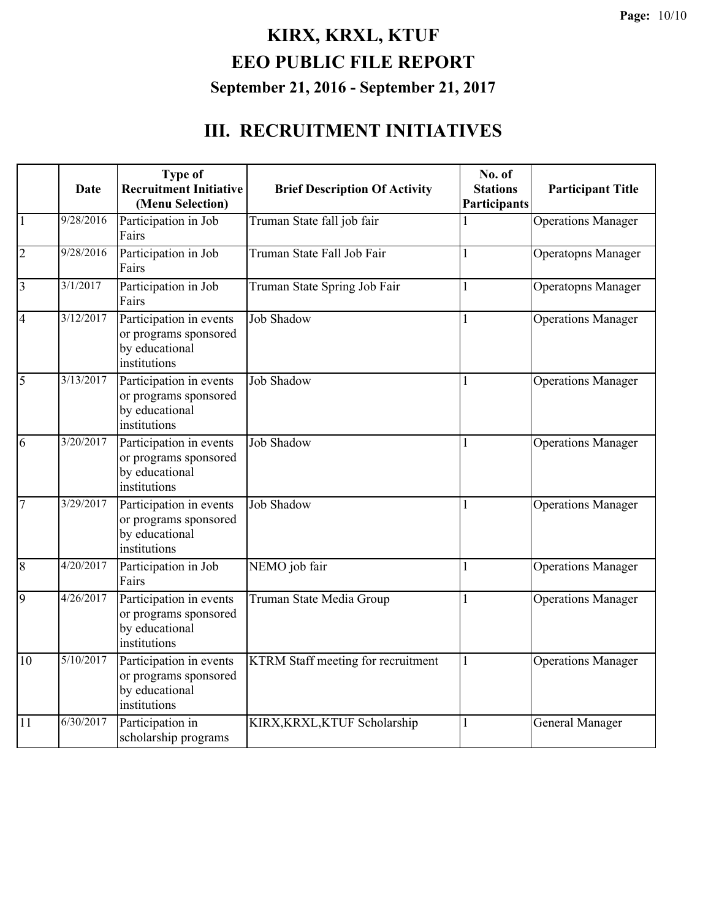# KIRX, KRXL, KTUF

# EEO PUBLIC FILE REPORT

### September 21, 2016 - September 21, 2017

## III. RECRUITMENT INITIATIVES

| | Date | Type of Recruitment Initiative (Menu Selection) | Brief Description Of Activity | No. of Stations Participants | Participant Title |
|---|---|---|---|---|---|
| 1 | 9/28/2016 | Participation in Job Fairs | Truman State fall job fair | 1 | Operations Manager |
| 2 | 9/28/2016 | Participation in Job Fairs | Truman State Fall Job Fair | 1 | Operatopns Manager |
| 3 | 3/1/2017 | Participation in Job Fairs | Truman State Spring Job Fair | 1 | Operatopns Manager |
| 4 | 3/12/2017 | Participation in events or programs sponsored by educational institutions | Job Shadow | 1 | Operations Manager |
| 5 | 3/13/2017 | Participation in events or programs sponsored by educational institutions | Job Shadow | 1 | Operations Manager |
| 6 | 3/20/2017 | Participation in events or programs sponsored by educational institutions | Job Shadow | 1 | Operations Manager |
| 7 | 3/29/2017 | Participation in events or programs sponsored by educational institutions | Job Shadow | 1 | Operations Manager |
| 8 | 4/20/2017 | Participation in Job Fairs | NEMO job fair | 1 | Operations Manager |
| 9 | 4/26/2017 | Participation in events or programs sponsored by educational institutions | Truman State Media Group | 1 | Operations Manager |
| 10 | 5/10/2017 | Participation in events or programs sponsored by educational institutions | KTRM Staff meeting for recruitment | 1 | Operations Manager |
| 11 | 6/30/2017 | Participation in scholarship programs | KIRX,KRXL,KTUF Scholarship | 1 | General Manager |